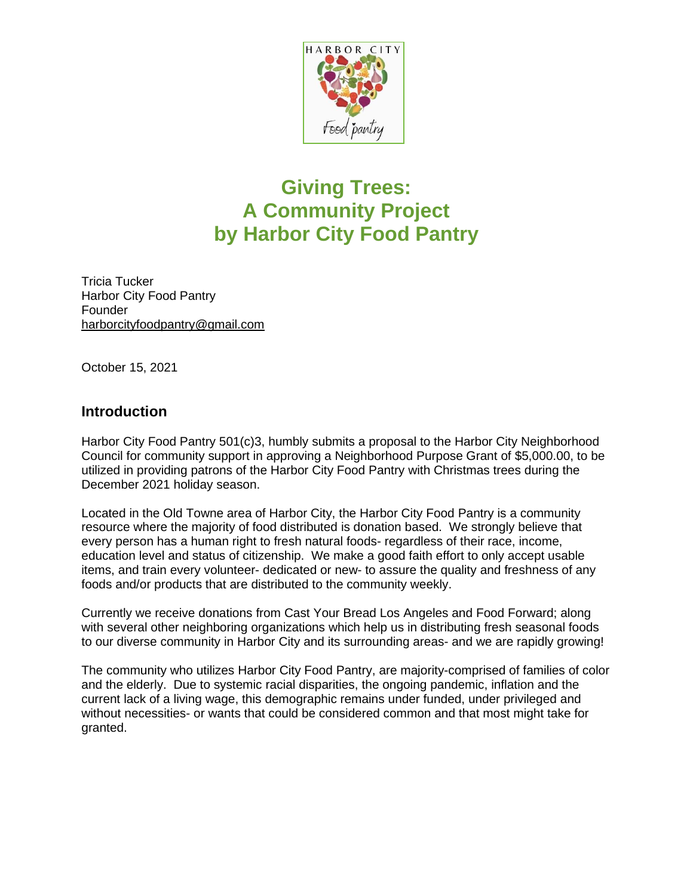# Giving Trees: A Community Project by Harbor City Food Pantry

Tricia Tucker
Harbor City Food Pantry
Founder
harborcityfoodpantry@gmail.com

October 15, 2021

## Introduction

Harbor City Food Pantry 501(c)3, humbly submits a proposal to the Harbor City Neighborhood Council for community support in approving a Neighborhood Purpose Grant of $5,000.00, to be utilized in providing patrons of the Harbor City Food Pantry with Christmas trees during the December 2021 holiday season.

Located in the Old Towne area of Harbor City, the Harbor City Food Pantry is a community resource where the majority of food distributed is donation based. We strongly believe that every person has a human right to fresh natural foods- regardless of their race, income, education level and status of citizenship. We make a good faith effort to only accept usable items, and train every volunteer- dedicated or new- to assure the quality and freshness of any foods and/or products that are distributed to the community weekly.

Currently we receive donations from Cast Your Bread Los Angeles and Food Forward; along with several other neighboring organizations which help us in distributing fresh seasonal foods to our diverse community in Harbor City and its surrounding areas- and we are rapidly growing!

The community who utilizes Harbor City Food Pantry, are majority-comprised of families of color and the elderly. Due to systemic racial disparities, the ongoing pandemic, inflation and the current lack of a living wage, this demographic remains under funded, under privileged and without necessities- or wants that could be considered common and that most might take for granted.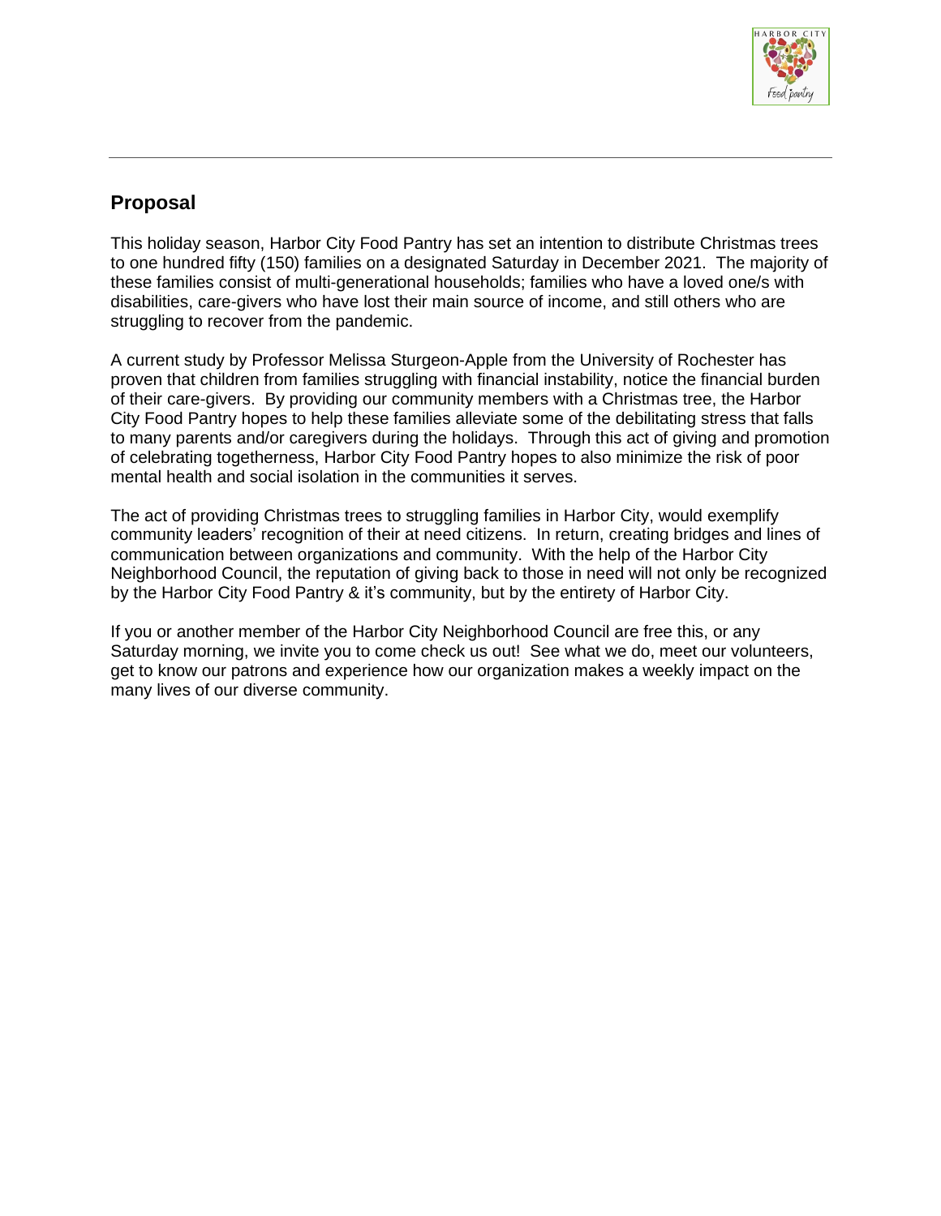## Proposal

This holiday season, Harbor City Food Pantry has set an intention to distribute Christmas trees to one hundred fifty (150) families on a designated Saturday in December 2021. The majority of these families consist of multi-generational households; families who have a loved one/s with disabilities, care-givers who have lost their main source of income, and still others who are struggling to recover from the pandemic.

A current study by Professor Melissa Sturgeon-Apple from the University of Rochester has proven that children from families struggling with financial instability, notice the financial burden of their care-givers. By providing our community members with a Christmas tree, the Harbor City Food Pantry hopes to help these families alleviate some of the debilitating stress that falls to many parents and/or caregivers during the holidays. Through this act of giving and promotion of celebrating togetherness, Harbor City Food Pantry hopes to also minimize the risk of poor mental health and social isolation in the communities it serves.

The act of providing Christmas trees to struggling families in Harbor City, would exemplify community leaders' recognition of their at need citizens. In return, creating bridges and lines of communication between organizations and community. With the help of the Harbor City Neighborhood Council, the reputation of giving back to those in need will not only be recognized by the Harbor City Food Pantry & it's community, but by the entirety of Harbor City.

If you or another member of the Harbor City Neighborhood Council are free this, or any Saturday morning, we invite you to come check us out! See what we do, meet our volunteers, get to know our patrons and experience how our organization makes a weekly impact on the many lives of our diverse community.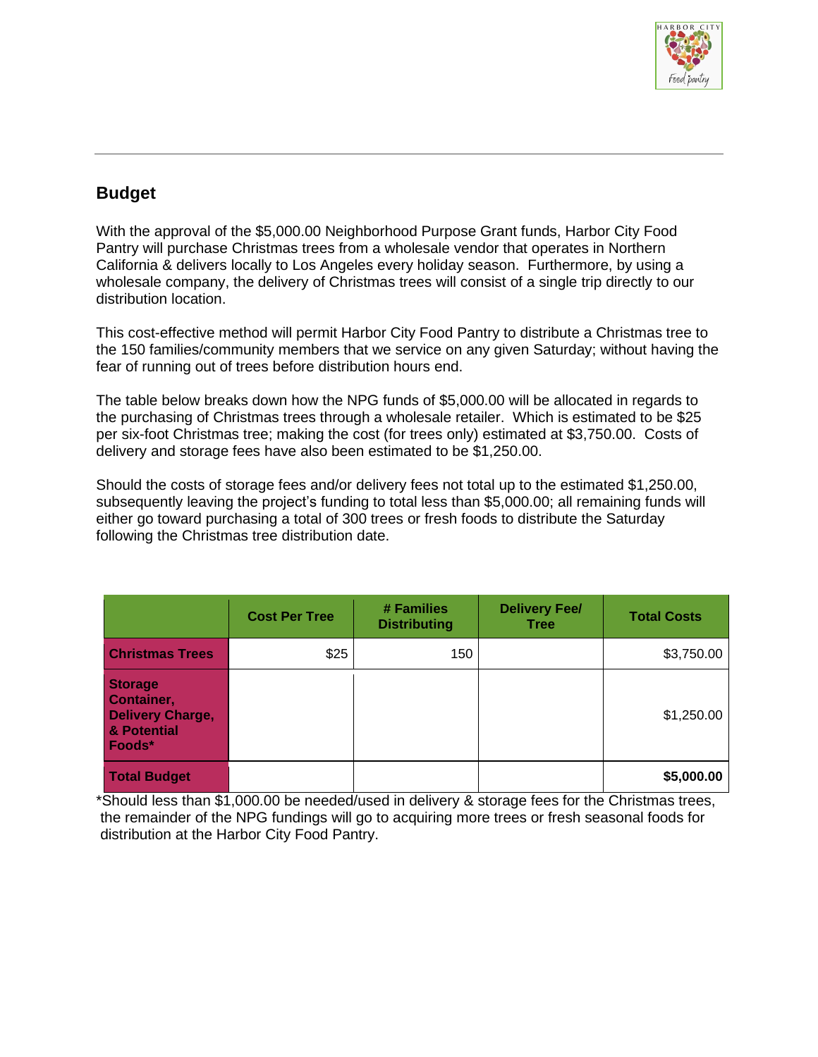## Budget

With the approval of the $5,000.00 Neighborhood Purpose Grant funds, Harbor City Food Pantry will purchase Christmas trees from a wholesale vendor that operates in Northern California & delivers locally to Los Angeles every holiday season. Furthermore, by using a wholesale company, the delivery of Christmas trees will consist of a single trip directly to our distribution location.

This cost-effective method will permit Harbor City Food Pantry to distribute a Christmas tree to the 150 families/community members that we service on any given Saturday; without having the fear of running out of trees before distribution hours end.

The table below breaks down how the NPG funds of $5,000.00 will be allocated in regards to the purchasing of Christmas trees through a wholesale retailer. Which is estimated to be $25 per six-foot Christmas tree; making the cost (for trees only) estimated at $3,750.00. Costs of delivery and storage fees have also been estimated to be $1,250.00.

Should the costs of storage fees and/or delivery fees not total up to the estimated $1,250.00, subsequently leaving the project's funding to total less than $5,000.00; all remaining funds will either go toward purchasing a total of 300 trees or fresh foods to distribute the Saturday following the Christmas tree distribution date.

| | Cost Per Tree | # Families Distributing | Delivery Fee/ Tree | Total Costs |
|---|---|---|---|---|
| **Christmas Trees** | $25 | 150 | | $3,750.00 |
| **Storage Container, Delivery Charge, & Potential Foods*** | | | | $1,250.00 |
| **Total Budget** | | | | **$5,000.00** |

*Should less than $1,000.00 be needed/used in delivery & storage fees for the Christmas trees, the remainder of the NPG fundings will go to acquiring more trees or fresh seasonal foods for distribution at the Harbor City Food Pantry.